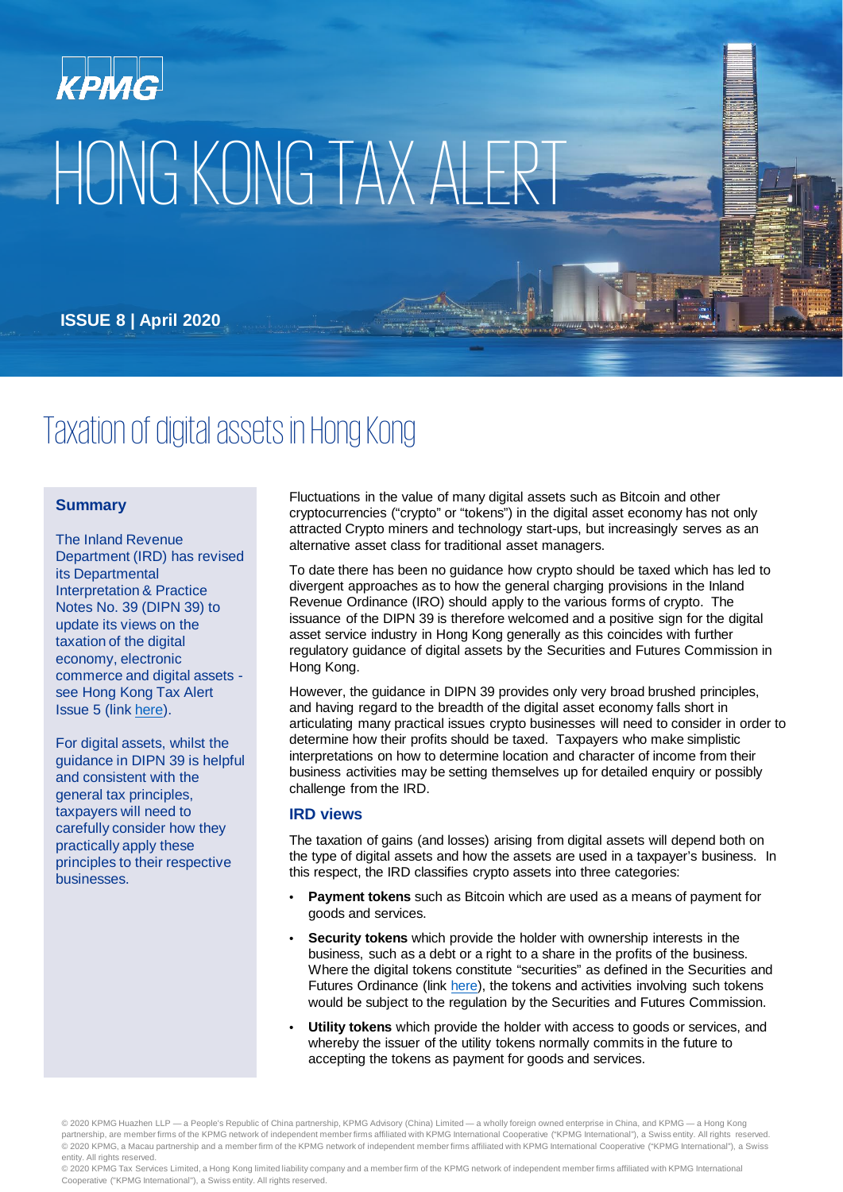KPMG

# HONG KONG TAX ALERT

**ISSUE 8 | April 2020**

## Taxation of digital assets in Hong Kong

### Summary

The Inland Revenue Department (IRD) has revised its Departmental Interpretation & Practice Notes No. 39 (DIPN 39) to update its views on the taxation of the digital economy, electronic commerce and digital assets - see Hong Kong Tax Alert Issue 5 (link here).

For digital assets, whilst the guidance in DIPN 39 is helpful and consistent with the general tax principles, taxpayers will need to carefully consider how they practically apply these principles to their respective businesses.

Fluctuations in the value of many digital assets such as Bitcoin and other cryptocurrencies ("crypto" or "tokens") in the digital asset economy has not only attracted Crypto miners and technology start-ups, but increasingly serves as an alternative asset class for traditional asset managers.

To date there has been no guidance how crypto should be taxed which has led to divergent approaches as to how the general charging provisions in the Inland Revenue Ordinance (IRO) should apply to the various forms of crypto. The issuance of the DIPN 39 is therefore welcomed and a positive sign for the digital asset service industry in Hong Kong generally as this coincides with further regulatory guidance of digital assets by the Securities and Futures Commission in Hong Kong.

However, the guidance in DIPN 39 provides only very broad brushed principles, and having regard to the breadth of the digital asset economy falls short in articulating many practical issues crypto businesses will need to consider in order to determine how their profits should be taxed. Taxpayers who make simplistic interpretations on how to determine location and character of income from their business activities may be setting themselves up for detailed enquiry or possibly challenge from the IRD.

### IRD views

The taxation of gains (and losses) arising from digital assets will depend both on the type of digital assets and how the assets are used in a taxpayer's business. In this respect, the IRD classifies crypto assets into three categories:

- **Payment tokens** such as Bitcoin which are used as a means of payment for goods and services.
- **Security tokens** which provide the holder with ownership interests in the business, such as a debt or a right to a share in the profits of the business. Where the digital tokens constitute "securities" as defined in the Securities and Futures Ordinance (link here), the tokens and activities involving such tokens would be subject to the regulation by the Securities and Futures Commission.
- **Utility tokens** which provide the holder with access to goods or services, and whereby the issuer of the utility tokens normally commits in the future to accepting the tokens as payment for goods and services.

© 2020 KPMG Huazhen LLP — a People's Republic of China partnership, KPMG Advisory (China) Limited — a wholly foreign owned enterprise in China, and KPMG — a Hong Kong partnership, are member firms of the KPMG network of independent member firms affiliated with KPMG International Cooperative ("KPMG International"), a Swiss entity. All rights reserved.
© 2020 KPMG, a Macau partnership and a member firm of the KPMG network of independent member firms affiliated with KPMG International Cooperative ("KPMG International"), a Swiss entity. All rights reserved.
© 2020 KPMG Tax Services Limited, a Hong Kong limited liability company and a member firm of the KPMG network of independent member firms affiliated with KPMG International Cooperative ("KPMG International"), a Swiss entity. All rights reserved.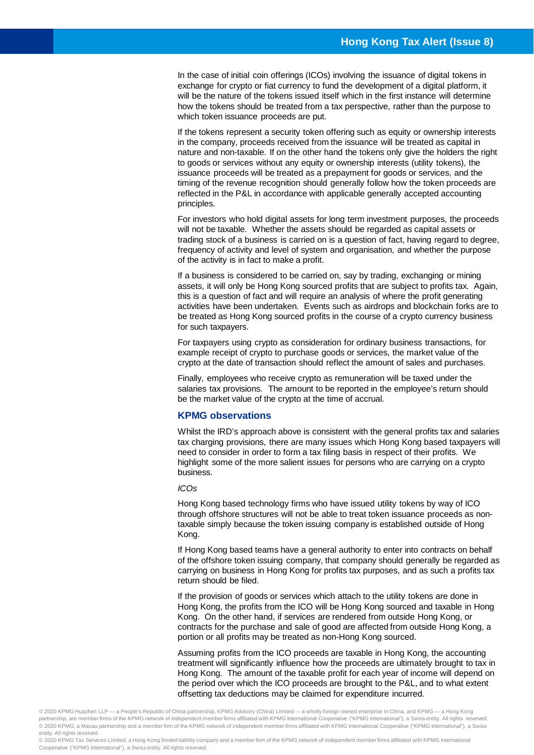In the case of initial coin offerings (ICOs) involving the issuance of digital tokens in exchange for crypto or fiat currency to fund the development of a digital platform, it will be the nature of the tokens issued itself which in the first instance will determine how the tokens should be treated from a tax perspective, rather than the purpose to which token issuance proceeds are put.

If the tokens represent a security token offering such as equity or ownership interests in the company, proceeds received from the issuance will be treated as capital in nature and non-taxable. If on the other hand the tokens only give the holders the right to goods or services without any equity or ownership interests (utility tokens), the issuance proceeds will be treated as a prepayment for goods or services, and the timing of the revenue recognition should generally follow how the token proceeds are reflected in the P&L in accordance with applicable generally accepted accounting principles.

For investors who hold digital assets for long term investment purposes, the proceeds will not be taxable. Whether the assets should be regarded as capital assets or trading stock of a business is carried on is a question of fact, having regard to degree, frequency of activity and level of system and organisation, and whether the purpose of the activity is in fact to make a profit.

If a business is considered to be carried on, say by trading, exchanging or mining assets, it will only be Hong Kong sourced profits that are subject to profits tax. Again, this is a question of fact and will require an analysis of where the profit generating activities have been undertaken. Events such as airdrops and blockchain forks are to be treated as Hong Kong sourced profits in the course of a crypto currency business for such taxpayers.

For taxpayers using crypto as consideration for ordinary business transactions, for example receipt of crypto to purchase goods or services, the market value of the crypto at the date of transaction should reflect the amount of sales and purchases.

Finally, employees who receive crypto as remuneration will be taxed under the salaries tax provisions. The amount to be reported in the employee's return should be the market value of the crypto at the time of accrual.

## KPMG observations

Whilst the IRD's approach above is consistent with the general profits tax and salaries tax charging provisions, there are many issues which Hong Kong based taxpayers will need to consider in order to form a tax filing basis in respect of their profits. We highlight some of the more salient issues for persons who are carrying on a crypto business.

*ICOs*

Hong Kong based technology firms who have issued utility tokens by way of ICO through offshore structures will not be able to treat token issuance proceeds as non-taxable simply because the token issuing company is established outside of Hong Kong.

If Hong Kong based teams have a general authority to enter into contracts on behalf of the offshore token issuing company, that company should generally be regarded as carrying on business in Hong Kong for profits tax purposes, and as such a profits tax return should be filed.

If the provision of goods or services which attach to the utility tokens are done in Hong Kong, the profits from the ICO will be Hong Kong sourced and taxable in Hong Kong. On the other hand, if services are rendered from outside Hong Kong, or contracts for the purchase and sale of good are affected from outside Hong Kong, a portion or all profits may be treated as non-Hong Kong sourced.

Assuming profits from the ICO proceeds are taxable in Hong Kong, the accounting treatment will significantly influence how the proceeds are ultimately brought to tax in Hong Kong. The amount of the taxable profit for each year of income will depend on the period over which the ICO proceeds are brought to the P&L, and to what extent offsetting tax deductions may be claimed for expenditure incurred.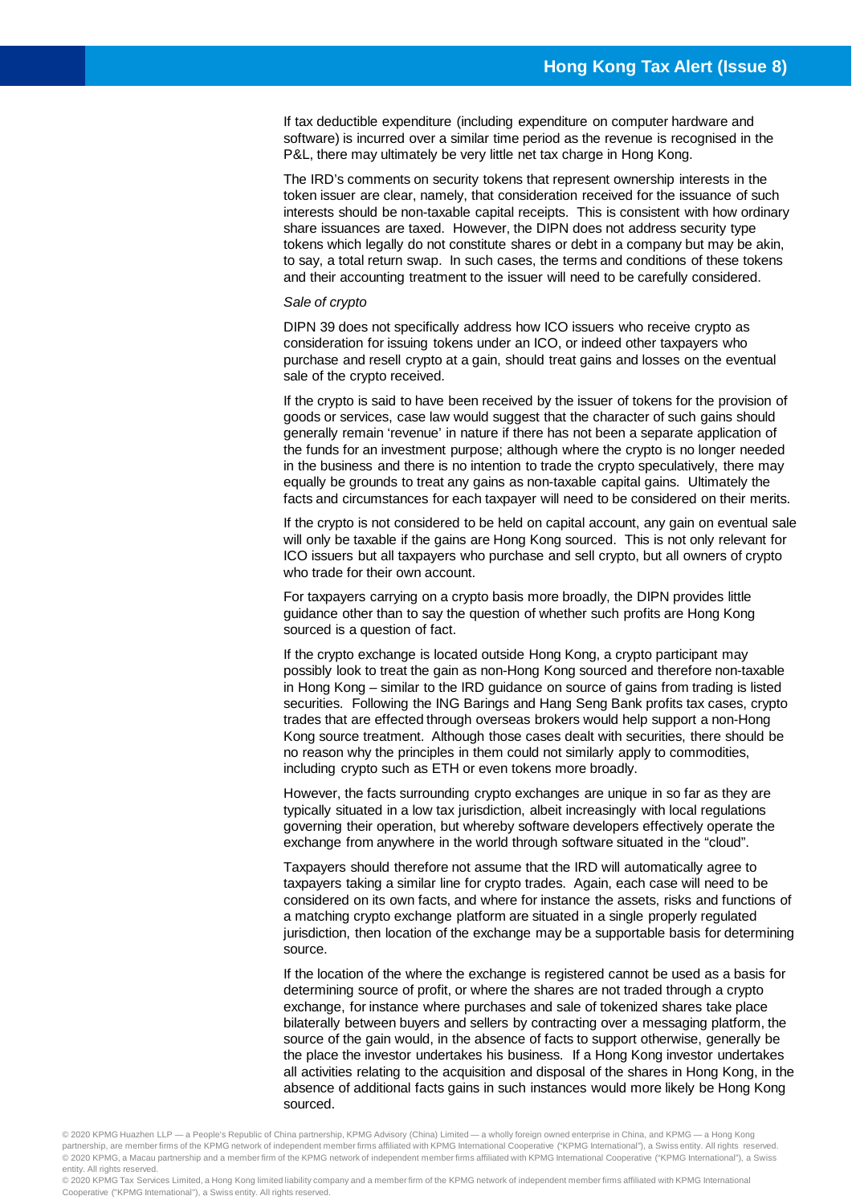If tax deductible expenditure (including expenditure on computer hardware and software) is incurred over a similar time period as the revenue is recognised in the P&L, there may ultimately be very little net tax charge in Hong Kong.

The IRD's comments on security tokens that represent ownership interests in the token issuer are clear, namely, that consideration received for the issuance of such interests should be non-taxable capital receipts. This is consistent with how ordinary share issuances are taxed. However, the DIPN does not address security type tokens which legally do not constitute shares or debt in a company but may be akin, to say, a total return swap. In such cases, the terms and conditions of these tokens and their accounting treatment to the issuer will need to be carefully considered.

*Sale of crypto*

DIPN 39 does not specifically address how ICO issuers who receive crypto as consideration for issuing tokens under an ICO, or indeed other taxpayers who purchase and resell crypto at a gain, should treat gains and losses on the eventual sale of the crypto received.

If the crypto is said to have been received by the issuer of tokens for the provision of goods or services, case law would suggest that the character of such gains should generally remain 'revenue' in nature if there has not been a separate application of the funds for an investment purpose; although where the crypto is no longer needed in the business and there is no intention to trade the crypto speculatively, there may equally be grounds to treat any gains as non-taxable capital gains. Ultimately the facts and circumstances for each taxpayer will need to be considered on their merits.

If the crypto is not considered to be held on capital account, any gain on eventual sale will only be taxable if the gains are Hong Kong sourced. This is not only relevant for ICO issuers but all taxpayers who purchase and sell crypto, but all owners of crypto who trade for their own account.

For taxpayers carrying on a crypto basis more broadly, the DIPN provides little guidance other than to say the question of whether such profits are Hong Kong sourced is a question of fact.

If the crypto exchange is located outside Hong Kong, a crypto participant may possibly look to treat the gain as non-Hong Kong sourced and therefore non-taxable in Hong Kong – similar to the IRD guidance on source of gains from trading is listed securities. Following the ING Barings and Hang Seng Bank profits tax cases, crypto trades that are effected through overseas brokers would help support a non-Hong Kong source treatment. Although those cases dealt with securities, there should be no reason why the principles in them could not similarly apply to commodities, including crypto such as ETH or even tokens more broadly.

However, the facts surrounding crypto exchanges are unique in so far as they are typically situated in a low tax jurisdiction, albeit increasingly with local regulations governing their operation, but whereby software developers effectively operate the exchange from anywhere in the world through software situated in the "cloud".

Taxpayers should therefore not assume that the IRD will automatically agree to taxpayers taking a similar line for crypto trades. Again, each case will need to be considered on its own facts, and where for instance the assets, risks and functions of a matching crypto exchange platform are situated in a single properly regulated jurisdiction, then location of the exchange may be a supportable basis for determining source.

If the location of the where the exchange is registered cannot be used as a basis for determining source of profit, or where the shares are not traded through a crypto exchange, for instance where purchases and sale of tokenized shares take place bilaterally between buyers and sellers by contracting over a messaging platform, the source of the gain would, in the absence of facts to support otherwise, generally be the place the investor undertakes his business. If a Hong Kong investor undertakes all activities relating to the acquisition and disposal of the shares in Hong Kong, in the absence of additional facts gains in such instances would more likely be Hong Kong sourced.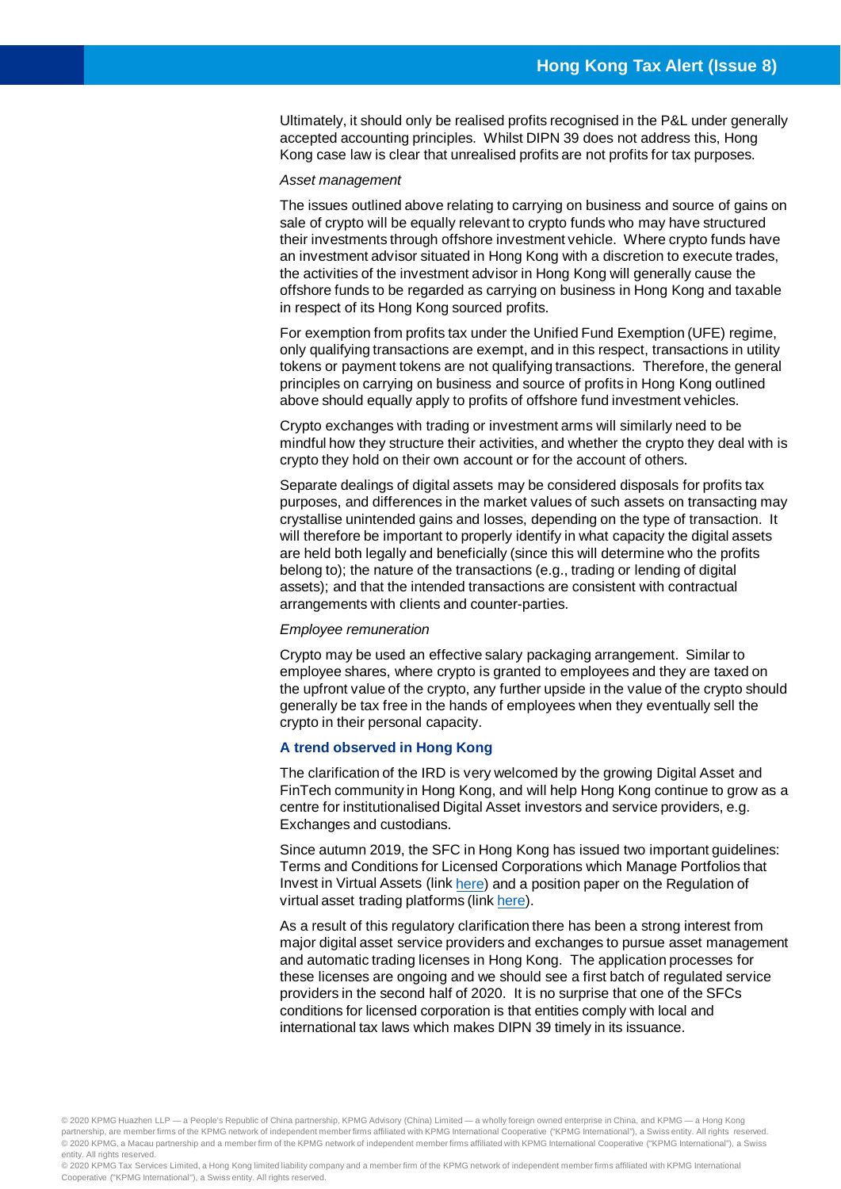Ultimately, it should only be realised profits recognised in the P&L under generally accepted accounting principles. Whilst DIPN 39 does not address this, Hong Kong case law is clear that unrealised profits are not profits for tax purposes.

*Asset management*

The issues outlined above relating to carrying on business and source of gains on sale of crypto will be equally relevant to crypto funds who may have structured their investments through offshore investment vehicle. Where crypto funds have an investment advisor situated in Hong Kong with a discretion to execute trades, the activities of the investment advisor in Hong Kong will generally cause the offshore funds to be regarded as carrying on business in Hong Kong and taxable in respect of its Hong Kong sourced profits.

For exemption from profits tax under the Unified Fund Exemption (UFE) regime, only qualifying transactions are exempt, and in this respect, transactions in utility tokens or payment tokens are not qualifying transactions. Therefore, the general principles on carrying on business and source of profits in Hong Kong outlined above should equally apply to profits of offshore fund investment vehicles.

Crypto exchanges with trading or investment arms will similarly need to be mindful how they structure their activities, and whether the crypto they deal with is crypto they hold on their own account or for the account of others.

Separate dealings of digital assets may be considered disposals for profits tax purposes, and differences in the market values of such assets on transacting may crystallise unintended gains and losses, depending on the type of transaction. It will therefore be important to properly identify in what capacity the digital assets are held both legally and beneficially (since this will determine who the profits belong to); the nature of the transactions (e.g., trading or lending of digital assets); and that the intended transactions are consistent with contractual arrangements with clients and counter-parties.

*Employee remuneration*

Crypto may be used an effective salary packaging arrangement. Similar to employee shares, where crypto is granted to employees and they are taxed on the upfront value of the crypto, any further upside in the value of the crypto should generally be tax free in the hands of employees when they eventually sell the crypto in their personal capacity.

### A trend observed in Hong Kong

The clarification of the IRD is very welcomed by the growing Digital Asset and FinTech community in Hong Kong, and will help Hong Kong continue to grow as a centre for institutionalised Digital Asset investors and service providers, e.g. Exchanges and custodians.

Since autumn 2019, the SFC in Hong Kong has issued two important guidelines: Terms and Conditions for Licensed Corporations which Manage Portfolios that Invest in Virtual Assets (link here) and a position paper on the Regulation of virtual asset trading platforms (link here).

As a result of this regulatory clarification there has been a strong interest from major digital asset service providers and exchanges to pursue asset management and automatic trading licenses in Hong Kong. The application processes for these licenses are ongoing and we should see a first batch of regulated service providers in the second half of 2020. It is no surprise that one of the SFCs conditions for licensed corporation is that entities comply with local and international tax laws which makes DIPN 39 timely in its issuance.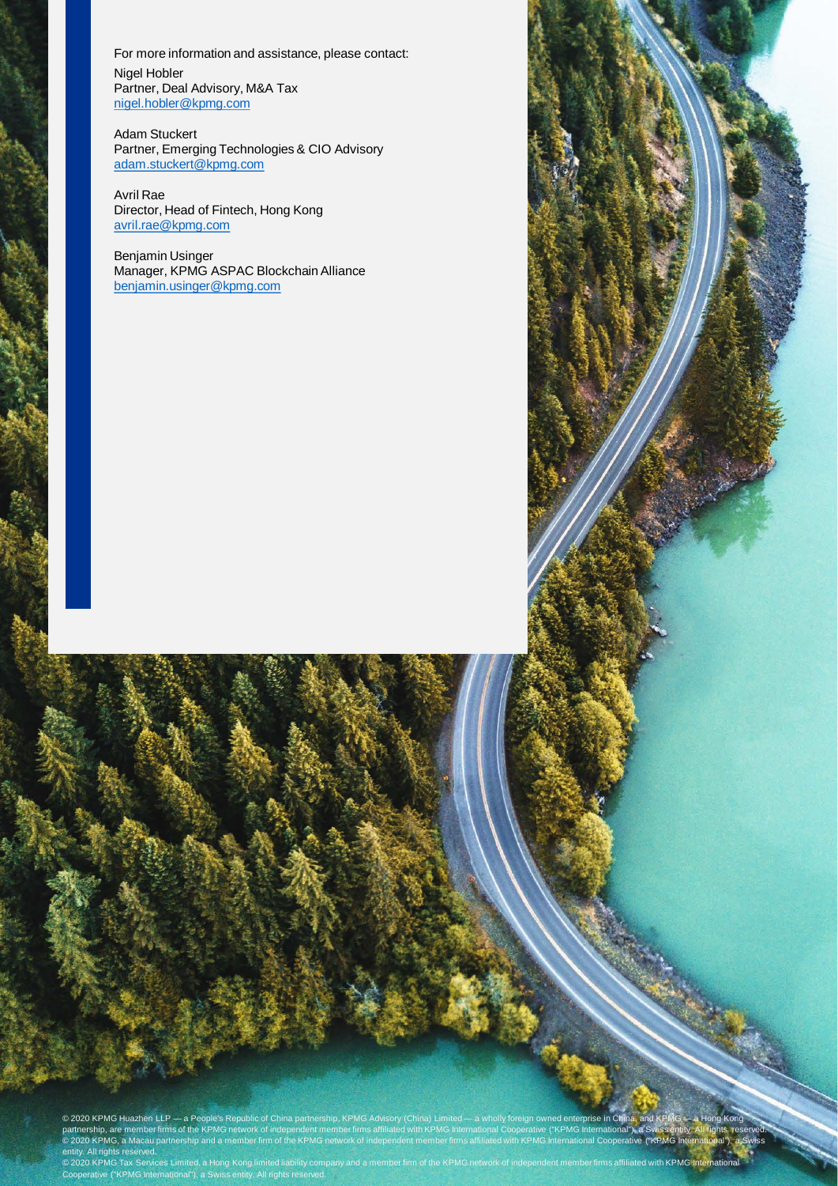For more information and assistance, please contact:

Nigel Hobler
Partner, Deal Advisory, M&A Tax
nigel.hobler@kpmg.com

Adam Stuckert
Partner, Emerging Technologies & CIO Advisory
adam.stuckert@kpmg.com

Avril Rae
Director, Head of Fintech, Hong Kong
avril.rae@kpmg.com

Benjamin Usinger
Manager, KPMG ASPAC Blockchain Alliance
benjamin.usinger@kpmg.com

© 2020 KPMG Huazhen LLP — a People's Republic of China partnership, KPMG Advisory (China) Limited — a wholly foreign owned enterprise in China, and KPMG — a Hong Kong partnership, are member firms of the KPMG network of independent member firms affiliated with KPMG International Cooperative ("KPMG International"), a Swiss entity. All rights reserved. © 2020 KPMG, a Macau partnership and a member firm of the KPMG network of independent member firms affiliated with KPMG International Cooperative ("KPMG International"), a Swiss entity. All rights reserved.
© 2020 KPMG Tax Services Limited, a Hong Kong limited liability company and a member firm of the KPMG network of independent member firms affiliated with KPMG International Cooperative ("KPMG International"), a Swiss entity. All rights reserved.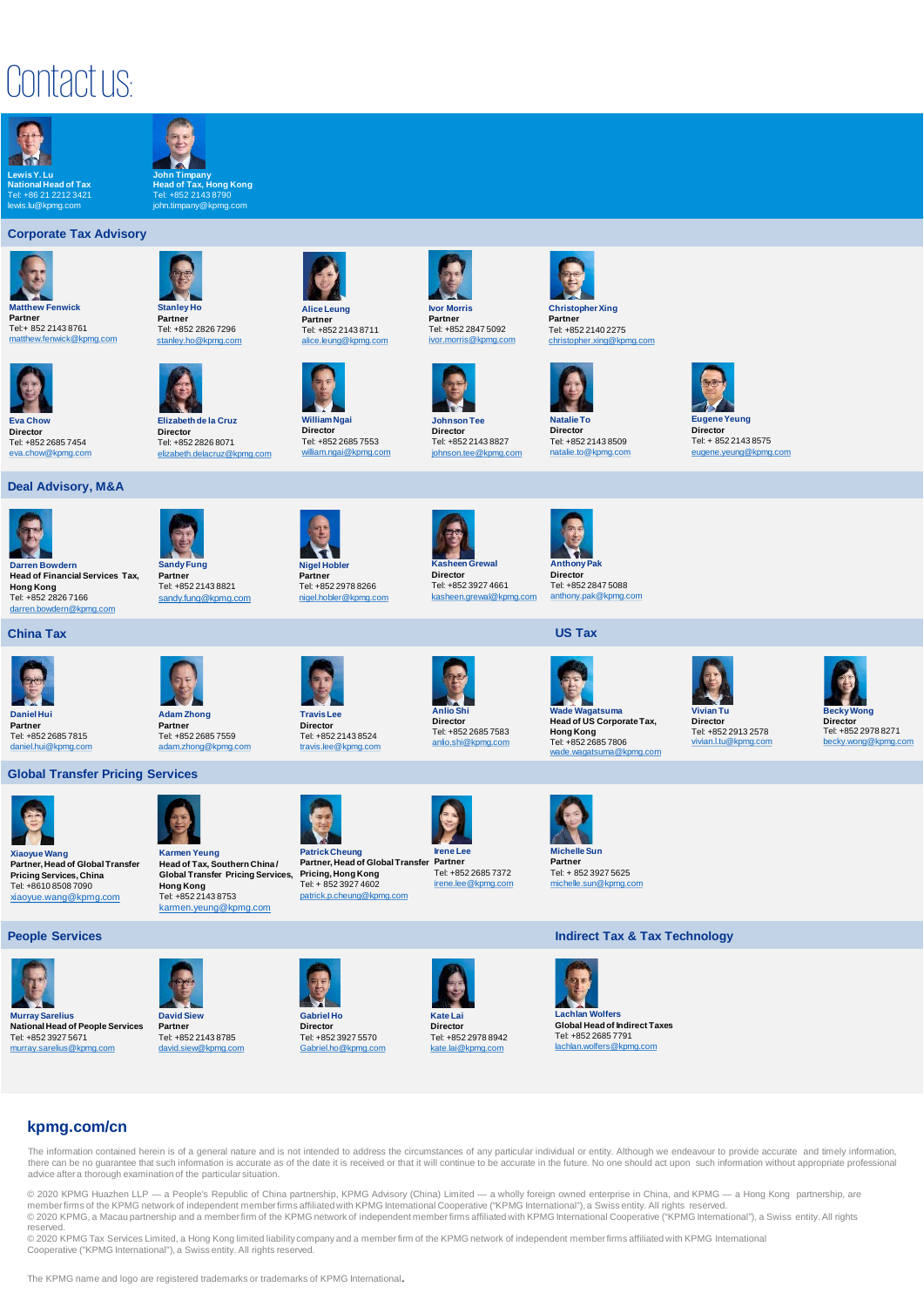# Contact us:

**Lewis Y. Lu**
National Head of Tax
Tel: +86 21 2212 3421
lewis.lu@kpmg.com

**John Timpany**
Head of Tax, Hong Kong
Tel: +852 2143 8790
john.timpany@kpmg.com

## Corporate Tax Advisory

**Matthew Fenwick**
Partner
Tel:+ 852 2143 8761
matthew.fenwick@kpmg.com

**Stanley Ho**
Partner
Tel: +852 2826 7296
stanley.ho@kpmg.com

**Alice Leung**
Partner
Tel: +852 2143 8711
alice.leung@kpmg.com

**Ivor Morris**
Partner
Tel: +852 2847 5092
ivor.morris@kpmg.com

**Christopher Xing**
Partner
Tel: +852 2140 2275
christopher.xing@kpmg.com

**Eva Chow**
Director
Tel: +852 2685 7454
eva.chow@kpmg.com

**Elizabeth de la Cruz**
Director
Tel: +852 2826 8071
elizabeth.delacruz@kpmg.com

**William Ngai**
Director
Tel: +852 2685 7553
william.ngai@kpmg.com

**Johnson Tee**
Director
Tel: +852 2143 8827
johnson.tee@kpmg.com

**Natalie To**
Director
Tel: +852 2143 8509
natalie.to@kpmg.com

**Eugene Yeung**
Director
Tel: + 852 2143 8575
eugene.yeung@kpmg.com

## Deal Advisory, M&A

**Darren Bowdern**
Head of Financial Services Tax, Hong Kong
Tel: +852 2826 7166
darren.bowdern@kpmg.com

**Sandy Fung**
Partner
Tel: +852 2143 8821
sandy.fung@kpmg.com

**Nigel Hobler**
Partner
Tel: +852 2978 8266
nigel.hobler@kpmg.com

**Kasheen Grewal**
Director
Tel: +852 3927 4661
kasheen.grewal@kpmg.com

**Anthony Pak**
Director
Tel: +852 2847 5088
anthony.pak@kpmg.com

## China Tax

**Daniel Hui**
Partner
Tel: +852 2685 7815
daniel.hui@kpmg.com

**Adam Zhong**
Partner
Tel: +852 2685 7559
adam.zhong@kpmg.com

**Travis Lee**
Director
Tel: +852 2143 8524
travis.lee@kpmg.com

**Anlio Shi**
Director
Tel: +852 2685 7583
anlio.shi@kpmg.com

## US Tax

**Wade Wagatsuma**
Head of US Corporate Tax, Hong Kong
Tel: +852 2685 7806
wade.wagatsuma@kpmg.com

**Vivian Tu**
Director
Tel: +852 2913 2578
vivian.l.tu@kpmg.com

**Becky Wong**
Director
Tel: +852 2978 8271
becky.wong@kpmg.com

## Global Transfer Pricing Services

**Xiaoyue Wang**
Partner, Head of Global Transfer Pricing Services, China
Tel: +8610 8508 7090
xiaoyue.wang@kpmg.com

**Karmen Yeung**
Head of Tax, Southern China / Global Transfer Pricing Services, Hong Kong
Tel: +852 2143 8753
karmen.yeung@kpmg.com

**Patrick Cheung**
Partner, Head of Global Transfer Pricing, Hong Kong
Tel: + 852 3927 4602
patrick.p.cheung@kpmg.com

**Irene Lee**
Partner
Tel: +852 2685 7372
irene.lee@kpmg.com

**Michelle Sun**
Partner
Tel: + 852 3927 5625
michelle.sun@kpmg.com

## People Services

**Murray Sarelius**
National Head of People Services
Tel: +852 3927 5671
murray.sarelius@kpmg.com

**David Siew**
Partner
Tel: +852 2143 8785
david.siew@kpmg.com

**Gabriel Ho**
Director
Tel: +852 3927 5570
Gabriel.ho@kpmg.com

**Kate Lai**
Director
Tel: +852 2978 8942
kate.lai@kpmg.com

## Indirect Tax & Tax Technology

**Lachlan Wolfers**
Global Head of Indirect Taxes
Tel: +852 2685 7791
lachlan.wolfers@kpmg.com

**kpmg.com/cn**

The information contained herein is of a general nature and is not intended to address the circumstances of any particular individual or entity. Although we endeavour to provide accurate and timely information, there can be no guarantee that such information is accurate as of the date it is received or that it will continue to be accurate in the future. No one should act upon such information without appropriate professional advice after a thorough examination of the particular situation.

© 2020 KPMG Huazhen LLP — a People's Republic of China partnership, KPMG Advisory (China) Limited — a wholly foreign owned enterprise in China, and KPMG — a Hong Kong partnership, are member firms of the KPMG network of independent member firms affiliated with KPMG International Cooperative ("KPMG International"), a Swiss entity. All rights reserved.
© 2020 KPMG, a Macau partnership and a member firm of the KPMG network of independent member firms affiliated with KPMG International Cooperative ("KPMG International"), a Swiss entity. All rights reserved.
© 2020 KPMG Tax Services Limited, a Hong Kong limited liability company and a member firm of the KPMG network of independent member firms affiliated with KPMG International Cooperative ("KPMG International"), a Swiss entity. All rights reserved.

The KPMG name and logo are registered trademarks or trademarks of KPMG International.